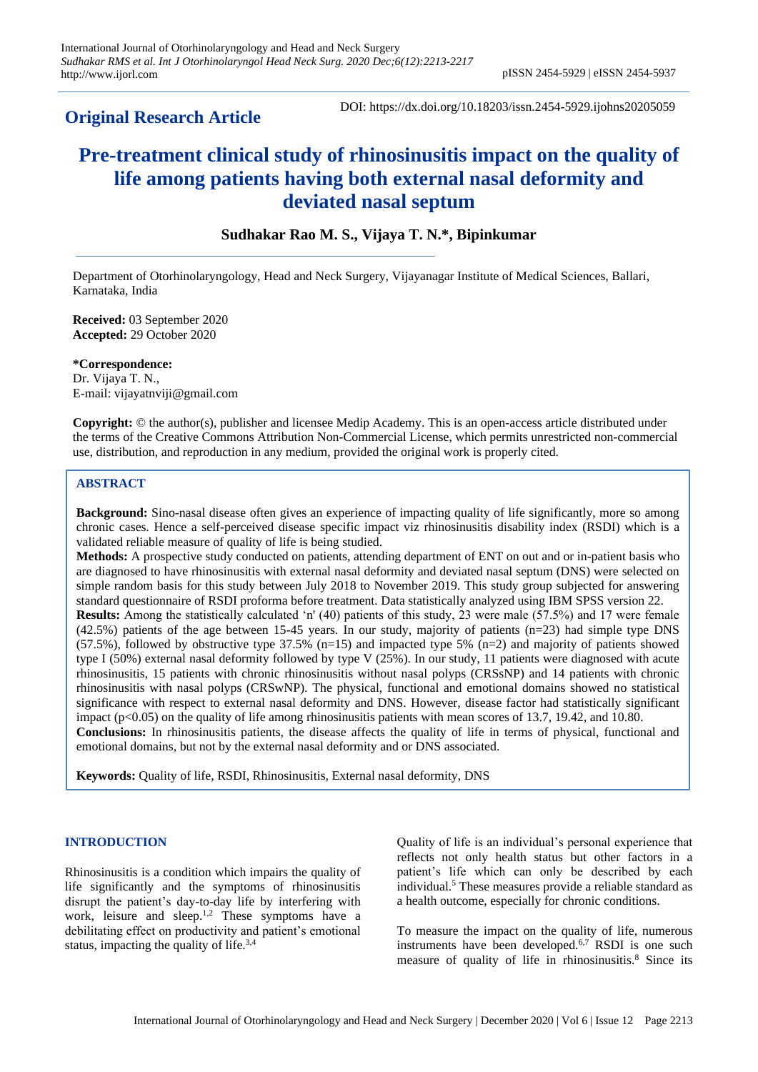**Original Research Article**

DOI: https://dx.doi.org/10.18203/issn.2454-5929.ijohns20205059

# Pre-treatment clinical study of rhinosinusitis impact on the quality of life among patients having both external nasal deformity and deviated nasal septum

**Sudhakar Rao M. S., Vijaya T. N.\*, Bipinkumar**

Department of Otorhinolaryngology, Head and Neck Surgery, Vijayanagar Institute of Medical Sciences, Ballari, Karnataka, India

**Received:** 03 September 2020
**Accepted:** 29 October 2020

**\*Correspondence:**
Dr. Vijaya T. N.,
E-mail: vijayatnviji@gmail.com

**Copyright:** © the author(s), publisher and licensee Medip Academy. This is an open-access article distributed under the terms of the Creative Commons Attribution Non-Commercial License, which permits unrestricted non-commercial use, distribution, and reproduction in any medium, provided the original work is properly cited.

## ABSTRACT

**Background:** Sino-nasal disease often gives an experience of impacting quality of life significantly, more so among chronic cases. Hence a self-perceived disease specific impact viz rhinosinusitis disability index (RSDI) which is a validated reliable measure of quality of life is being studied.

**Methods:** A prospective study conducted on patients, attending department of ENT on out and or in-patient basis who are diagnosed to have rhinosinusitis with external nasal deformity and deviated nasal septum (DNS) were selected on simple random basis for this study between July 2018 to November 2019. This study group subjected for answering standard questionnaire of RSDI proforma before treatment. Data statistically analyzed using IBM SPSS version 22.

**Results:** Among the statistically calculated 'n' (40) patients of this study, 23 were male (57.5%) and 17 were female (42.5%) patients of the age between 15-45 years. In our study, majority of patients (n=23) had simple type DNS (57.5%), followed by obstructive type 37.5% (n=15) and impacted type 5% (n=2) and majority of patients showed type I (50%) external nasal deformity followed by type V (25%). In our study, 11 patients were diagnosed with acute rhinosinusitis, 15 patients with chronic rhinosinusitis without nasal polyps (CRSsNP) and 14 patients with chronic rhinosinusitis with nasal polyps (CRSwNP). The physical, functional and emotional domains showed no statistical significance with respect to external nasal deformity and DNS. However, disease factor had statistically significant impact ($p<0.05$) on the quality of life among rhinosinusitis patients with mean scores of 13.7, 19.42, and 10.80.

**Conclusions:** In rhinosinusitis patients, the disease affects the quality of life in terms of physical, functional and emotional domains, but not by the external nasal deformity and or DNS associated.

**Keywords:** Quality of life, RSDI, Rhinosinusitis, External nasal deformity, DNS

## INTRODUCTION

Rhinosinusitis is a condition which impairs the quality of life significantly and the symptoms of rhinosinusitis disrupt the patient's day-to-day life by interfering with work, leisure and sleep.[1,2] These symptoms have a debilitating effect on productivity and patient's emotional status, impacting the quality of life.[3,4]

Quality of life is an individual's personal experience that reflects not only health status but other factors in a patient's life which can only be described by each individual.[5] These measures provide a reliable standard as a health outcome, especially for chronic conditions.

To measure the impact on the quality of life, numerous instruments have been developed.[6,7] RSDI is one such measure of quality of life in rhinosinusitis.[8] Since its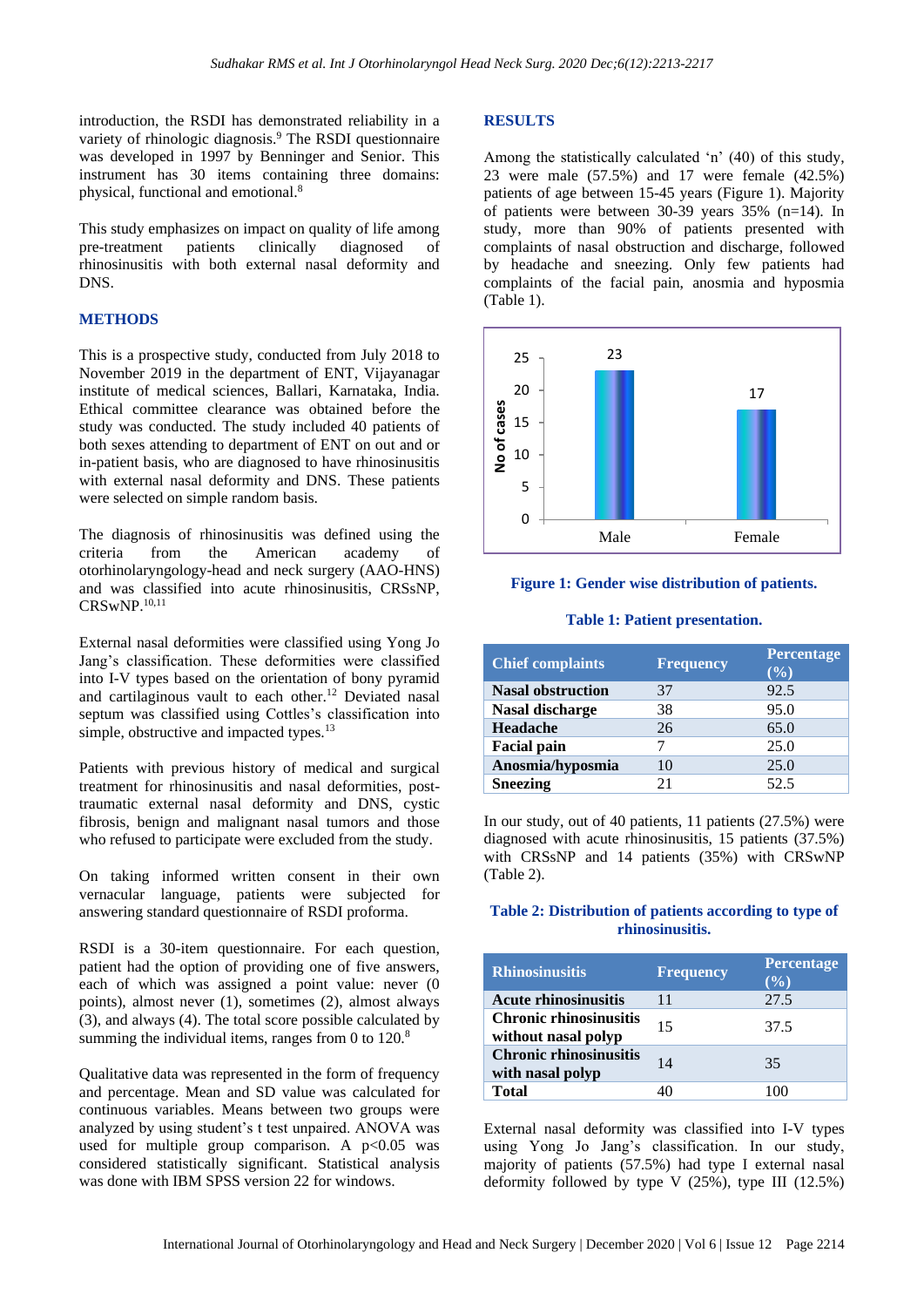introduction, the RSDI has demonstrated reliability in a variety of rhinologic diagnosis.[9] The RSDI questionnaire was developed in 1997 by Benninger and Senior. This instrument has 30 items containing three domains: physical, functional and emotional.[8]

This study emphasizes on impact on quality of life among pre-treatment patients clinically diagnosed of rhinosinusitis with both external nasal deformity and DNS.

## METHODS

This is a prospective study, conducted from July 2018 to November 2019 in the department of ENT, Vijayanagar institute of medical sciences, Ballari, Karnataka, India. Ethical committee clearance was obtained before the study was conducted. The study included 40 patients of both sexes attending to department of ENT on out and or in-patient basis, who are diagnosed to have rhinosinusitis with external nasal deformity and DNS. These patients were selected on simple random basis.

The diagnosis of rhinosinusitis was defined using the criteria from the American academy of otorhinolaryngology-head and neck surgery (AAO-HNS) and was classified into acute rhinosinusitis, CRSsNP, CRSwNP.[10,11]

External nasal deformities were classified using Yong Jo Jang's classification. These deformities were classified into I-V types based on the orientation of bony pyramid and cartilaginous vault to each other.[12] Deviated nasal septum was classified using Cottles's classification into simple, obstructive and impacted types.[13]

Patients with previous history of medical and surgical treatment for rhinosinusitis and nasal deformities, post-traumatic external nasal deformity and DNS, cystic fibrosis, benign and malignant nasal tumors and those who refused to participate were excluded from the study.

On taking informed written consent in their own vernacular language, patients were subjected for answering standard questionnaire of RSDI proforma.

RSDI is a 30-item questionnaire. For each question, patient had the option of providing one of five answers, each of which was assigned a point value: never (0 points), almost never (1), sometimes (2), almost always (3), and always (4). The total score possible calculated by summing the individual items, ranges from 0 to 120.[8]

Qualitative data was represented in the form of frequency and percentage. Mean and SD value was calculated for continuous variables. Means between two groups were analyzed by using student's t test unpaired. ANOVA was used for multiple group comparison. A $p<0.05$ was considered statistically significant. Statistical analysis was done with IBM SPSS version 22 for windows.

## RESULTS

Among the statistically calculated 'n' (40) of this study, 23 were male (57.5%) and 17 were female (42.5%) patients of age between 15-45 years (Figure 1). Majority of patients were between 30-39 years 35% (n=14). In study, more than 90% of patients presented with complaints of nasal obstruction and discharge, followed by headache and sneezing. Only few patients had complaints of the facial pain, anosmia and hyposmia (Table 1).

**Figure 1: Gender wise distribution of patients.**

**Table 1: Patient presentation.**

| Chief complaints | Frequency | Percentage (%) |
|---|---|---|
| **Nasal obstruction** | 37 | 92.5 |
| **Nasal discharge** | 38 | 95.0 |
| **Headache** | 26 | 65.0 |
| **Facial pain** | 7 | 25.0 |
| **Anosmia/hyposmia** | 10 | 25.0 |
| **Sneezing** | 21 | 52.5 |

In our study, out of 40 patients, 11 patients (27.5%) were diagnosed with acute rhinosinusitis, 15 patients (37.5%) with CRSsNP and 14 patients (35%) with CRSwNP (Table 2).

**Table 2: Distribution of patients according to type of rhinosinusitis.**

| Rhinosinusitis | Frequency | Percentage (%) |
|---|---|---|
| **Acute rhinosinusitis** | 11 | 27.5 |
| **Chronic rhinosinusitis without nasal polyp** | 15 | 37.5 |
| **Chronic rhinosinusitis with nasal polyp** | 14 | 35 |
| **Total** | 40 | 100 |

External nasal deformity was classified into I-V types using Yong Jo Jang's classification. In our study, majority of patients (57.5%) had type I external nasal deformity followed by type V (25%), type III (12.5%)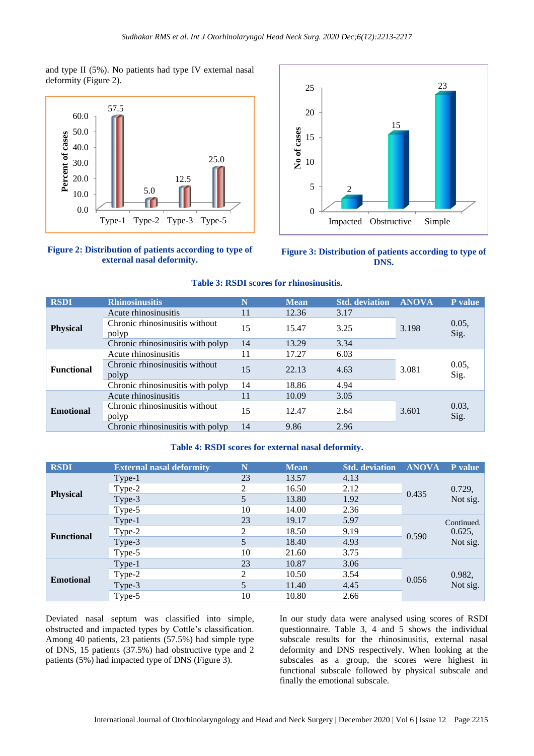and type II (5%). No patients had type IV external nasal deformity (Figure 2).

**Figure 2: Distribution of patients according to type of external nasal deformity.**

**Figure 3: Distribution of patients according to type of DNS.**

**Table 3: RSDI scores for rhinosinusitis.**

| RSDI | Rhinosinusitis | N | Mean | Std. deviation | ANOVA | P value |
|---|---|---|---|---|---|---|
| Physical | Acute rhinosinusitis | 11 | 12.36 | 3.17 | 3.198 | 0.05, Sig. |
| | Chronic rhinosinusitis without polyp | 15 | 15.47 | 3.25 | | |
| | Chronic rhinosinusitis with polyp | 14 | 13.29 | 3.34 | | |
| Functional | Acute rhinosinusitis | 11 | 17.27 | 6.03 | 3.081 | 0.05, Sig. |
| | Chronic rhinosinusitis without polyp | 15 | 22.13 | 4.63 | | |
| | Chronic rhinosinusitis with polyp | 14 | 18.86 | 4.94 | | |
| Emotional | Acute rhinosinusitis | 11 | 10.09 | 3.05 | 3.601 | 0.03, Sig. |
| | Chronic rhinosinusitis without polyp | 15 | 12.47 | 2.64 | | |
| | Chronic rhinosinusitis with polyp | 14 | 9.86 | 2.96 | | |

**Table 4: RSDI scores for external nasal deformity.**

| RSDI | External nasal deformity | N | Mean | Std. deviation | ANOVA | P value |
|---|---|---|---|---|---|---|
| Physical | Type-1 | 23 | 13.57 | 4.13 | 0.435 | 0.729, Not sig. |
| | Type-2 | 2 | 16.50 | 2.12 | | |
| | Type-3 | 5 | 13.80 | 1.92 | | |
| | Type-5 | 10 | 14.00 | 2.36 | | |
| Functional | Type-1 | 23 | 19.17 | 5.97 | 0.590 | 0.625, Not sig. |
| | Type-2 | 2 | 18.50 | 9.19 | | |
| | Type-3 | 5 | 18.40 | 4.93 | | |
| | Type-5 | 10 | 21.60 | 3.75 | | |
| Emotional | Type-1 | 23 | 10.87 | 3.06 | 0.056 | 0.982, Not sig. |
| | Type-2 | 2 | 10.50 | 3.54 | | |
| | Type-3 | 5 | 11.40 | 4.45 | | |
| | Type-5 | 10 | 10.80 | 2.66 | | |

Continued.

Deviated nasal septum was classified into simple, obstructed and impacted types by Cottle's classification. Among 40 patients, 23 patients (57.5%) had simple type of DNS, 15 patients (37.5%) had obstructive type and 2 patients (5%) had impacted type of DNS (Figure 3).

In our study data were analysed using scores of RSDI questionnaire. Table 3, 4 and 5 shows the individual subscale results for the rhinosinusitis, external nasal deformity and DNS respectively. When looking at the subscales as a group, the scores were highest in functional subscale followed by physical subscale and finally the emotional subscale.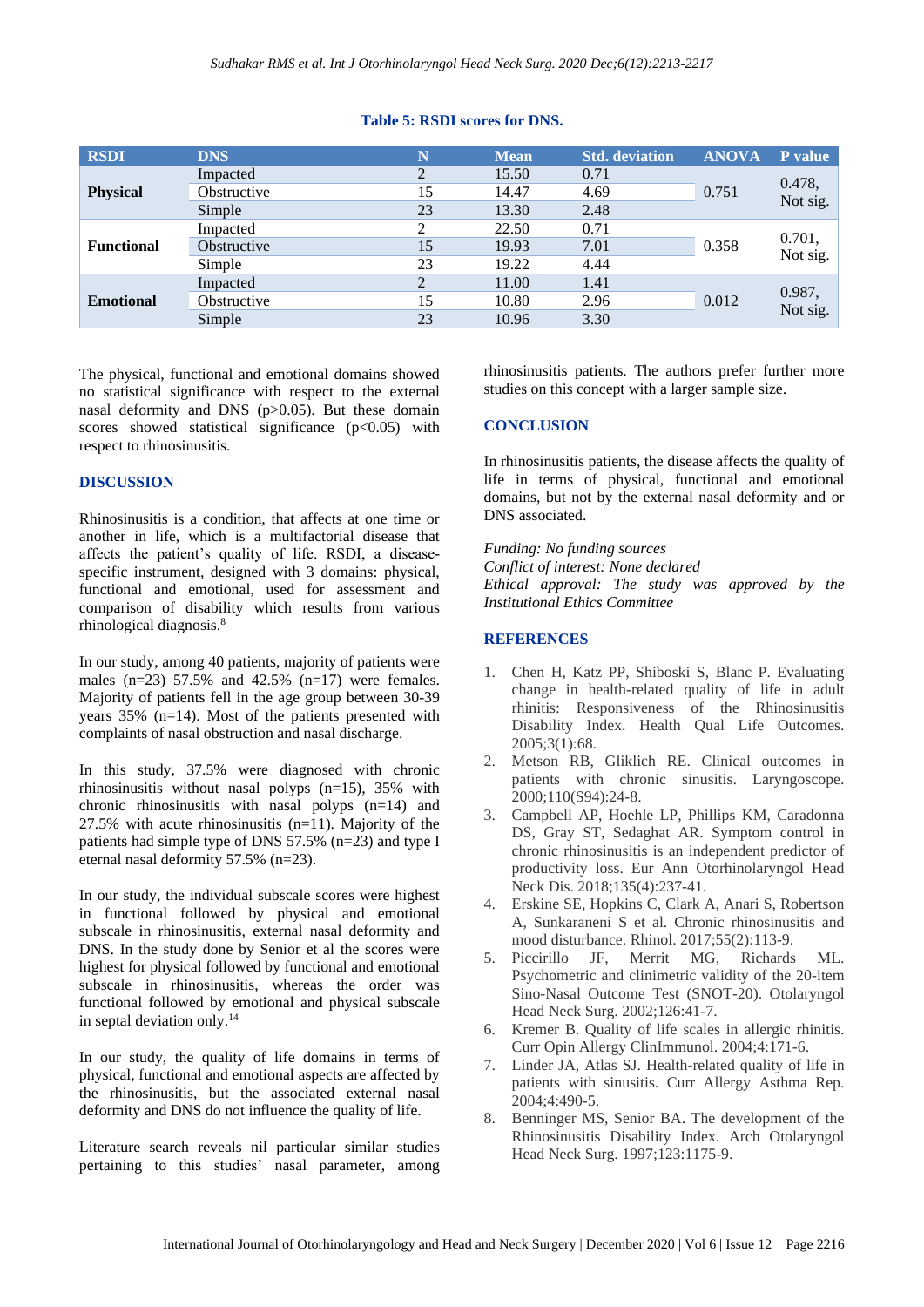**Table 5: RSDI scores for DNS.**

| RSDI | DNS | N | Mean | Std. deviation | ANOVA | P value |
|---|---|---|---|---|---|---|
| **Physical** | Impacted | 2 | 15.50 | 0.71 | 0.751 | 0.478, Not sig. |
| | Obstructive | 15 | 14.47 | 4.69 | | |
| | Simple | 23 | 13.30 | 2.48 | | |
| **Functional** | Impacted | 2 | 22.50 | 0.71 | 0.358 | 0.701, Not sig. |
| | Obstructive | 15 | 19.93 | 7.01 | | |
| | Simple | 23 | 19.22 | 4.44 | | |
| **Emotional** | Impacted | 2 | 11.00 | 1.41 | 0.012 | 0.987, Not sig. |
| | Obstructive | 15 | 10.80 | 2.96 | | |
| | Simple | 23 | 10.96 | 3.30 | | |

The physical, functional and emotional domains showed no statistical significance with respect to the external nasal deformity and DNS ($p>0.05$). But these domain scores showed statistical significance ($p<0.05$) with respect to rhinosinusitis.

## DISCUSSION

Rhinosinusitis is a condition, that affects at one time or another in life, which is a multifactorial disease that affects the patient's quality of life. RSDI, a disease-specific instrument, designed with 3 domains: physical, functional and emotional, used for assessment and comparison of disability which results from various rhinological diagnosis.[8]

In our study, among 40 patients, majority of patients were males (n=23) 57.5% and 42.5% (n=17) were females. Majority of patients fell in the age group between 30-39 years 35% (n=14). Most of the patients presented with complaints of nasal obstruction and nasal discharge.

In this study, 37.5% were diagnosed with chronic rhinosinusitis without nasal polyps (n=15), 35% with chronic rhinosinusitis with nasal polyps (n=14) and 27.5% with acute rhinosinusitis (n=11). Majority of the patients had simple type of DNS 57.5% (n=23) and type I eternal nasal deformity 57.5% (n=23).

In our study, the individual subscale scores were highest in functional followed by physical and emotional subscale in rhinosinusitis, external nasal deformity and DNS. In the study done by Senior et al the scores were highest for physical followed by functional and emotional subscale in rhinosinusitis, whereas the order was functional followed by emotional and physical subscale in septal deviation only.[14]

In our study, the quality of life domains in terms of physical, functional and emotional aspects are affected by the rhinosinusitis, but the associated external nasal deformity and DNS do not influence the quality of life.

Literature search reveals nil particular similar studies pertaining to this studies' nasal parameter, among rhinosinusitis patients. The authors prefer further more studies on this concept with a larger sample size.

## CONCLUSION

In rhinosinusitis patients, the disease affects the quality of life in terms of physical, functional and emotional domains, but not by the external nasal deformity and or DNS associated.

*Funding: No funding sources*
*Conflict of interest: None declared*
*Ethical approval: The study was approved by the Institutional Ethics Committee*

## REFERENCES

1. Chen H, Katz PP, Shiboski S, Blanc P. Evaluating change in health-related quality of life in adult rhinitis: Responsiveness of the Rhinosinusitis Disability Index. Health Qual Life Outcomes. 2005;3(1):68.
2. Metson RB, Gliklich RE. Clinical outcomes in patients with chronic sinusitis. Laryngoscope. 2000;110(S94):24-8.
3. Campbell AP, Hoehle LP, Phillips KM, Caradonna DS, Gray ST, Sedaghat AR. Symptom control in chronic rhinosinusitis is an independent predictor of productivity loss. Eur Ann Otorhinolaryngol Head Neck Dis. 2018;135(4):237-41.
4. Erskine SE, Hopkins C, Clark A, Anari S, Robertson A, Sunkaraneni S et al. Chronic rhinosinusitis and mood disturbance. Rhinol. 2017;55(2):113-9.
5. Piccirillo JF, Merrit MG, Richards ML. Psychometric and clinimetric validity of the 20-item Sino-Nasal Outcome Test (SNOT-20). Otolaryngol Head Neck Surg. 2002;126:41-7.
6. Kremer B. Quality of life scales in allergic rhinitis. Curr Opin Allergy ClinImmunol. 2004;4:171-6.
7. Linder JA, Atlas SJ. Health-related quality of life in patients with sinusitis. Curr Allergy Asthma Rep. 2004;4:490-5.
8. Benninger MS, Senior BA. The development of the Rhinosinusitis Disability Index. Arch Otolaryngol Head Neck Surg. 1997;123:1175-9.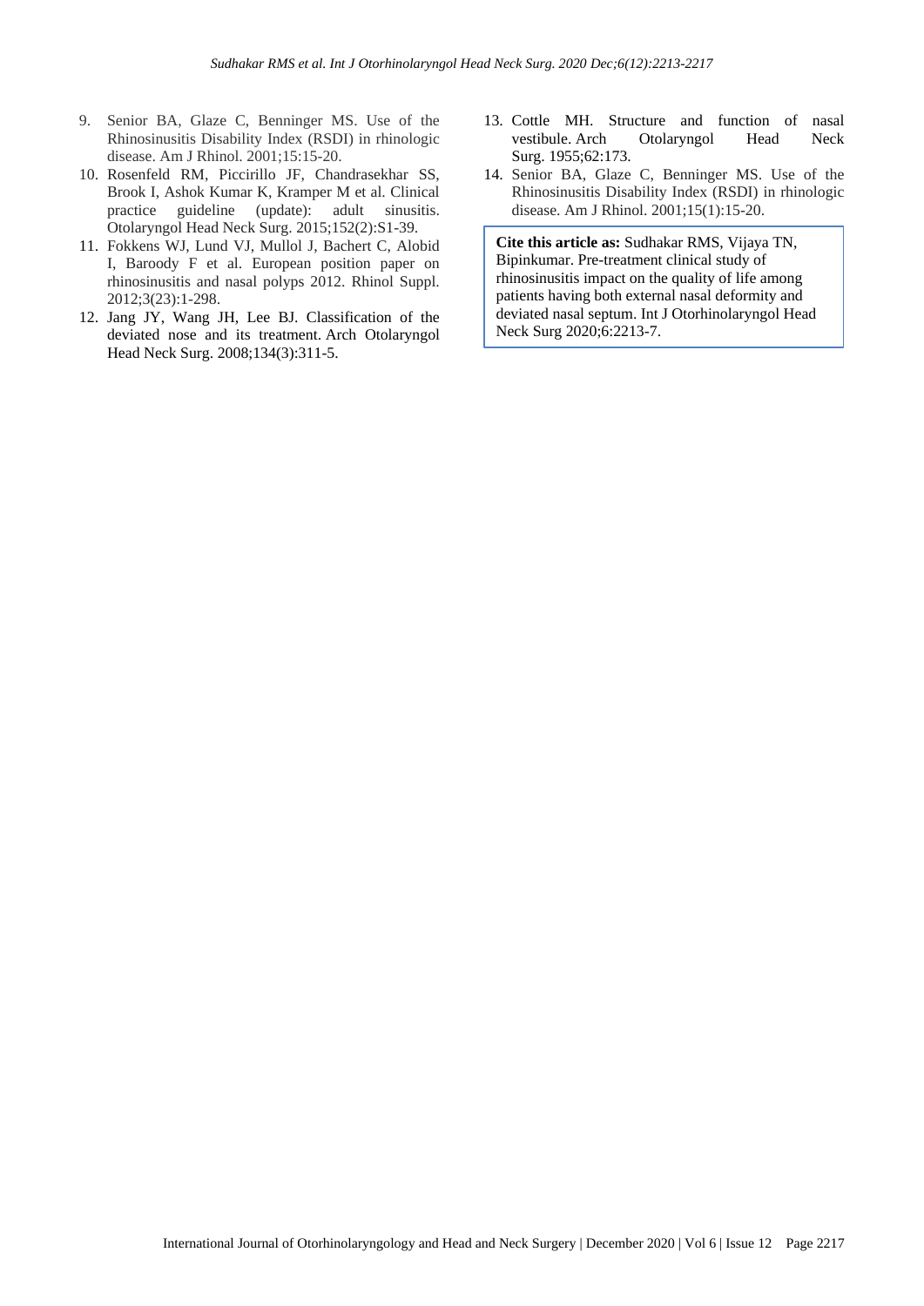9. Senior BA, Glaze C, Benninger MS. Use of the Rhinosinusitis Disability Index (RSDI) in rhinologic disease. Am J Rhinol. 2001;15:15-20.
10. Rosenfeld RM, Piccirillo JF, Chandrasekhar SS, Brook I, Ashok Kumar K, Kramper M et al. Clinical practice guideline (update): adult sinusitis. Otolaryngol Head Neck Surg. 2015;152(2):S1-39.
11. Fokkens WJ, Lund VJ, Mullol J, Bachert C, Alobid I, Baroody F et al. European position paper on rhinosinusitis and nasal polyps 2012. Rhinol Suppl. 2012;3(23):1-298.
12. Jang JY, Wang JH, Lee BJ. Classification of the deviated nose and its treatment. Arch Otolaryngol Head Neck Surg. 2008;134(3):311-5.
13. Cottle MH. Structure and function of nasal vestibule. Arch Otolaryngol Head Neck Surg. 1955;62:173.
14. Senior BA, Glaze C, Benninger MS. Use of the Rhinosinusitis Disability Index (RSDI) in rhinologic disease. Am J Rhinol. 2001;15(1):15-20.

**Cite this article as:** Sudhakar RMS, Vijaya TN, Bipinkumar. Pre-treatment clinical study of rhinosinusitis impact on the quality of life among patients having both external nasal deformity and deviated nasal septum. Int J Otorhinolaryngol Head Neck Surg 2020;6:2213-7.